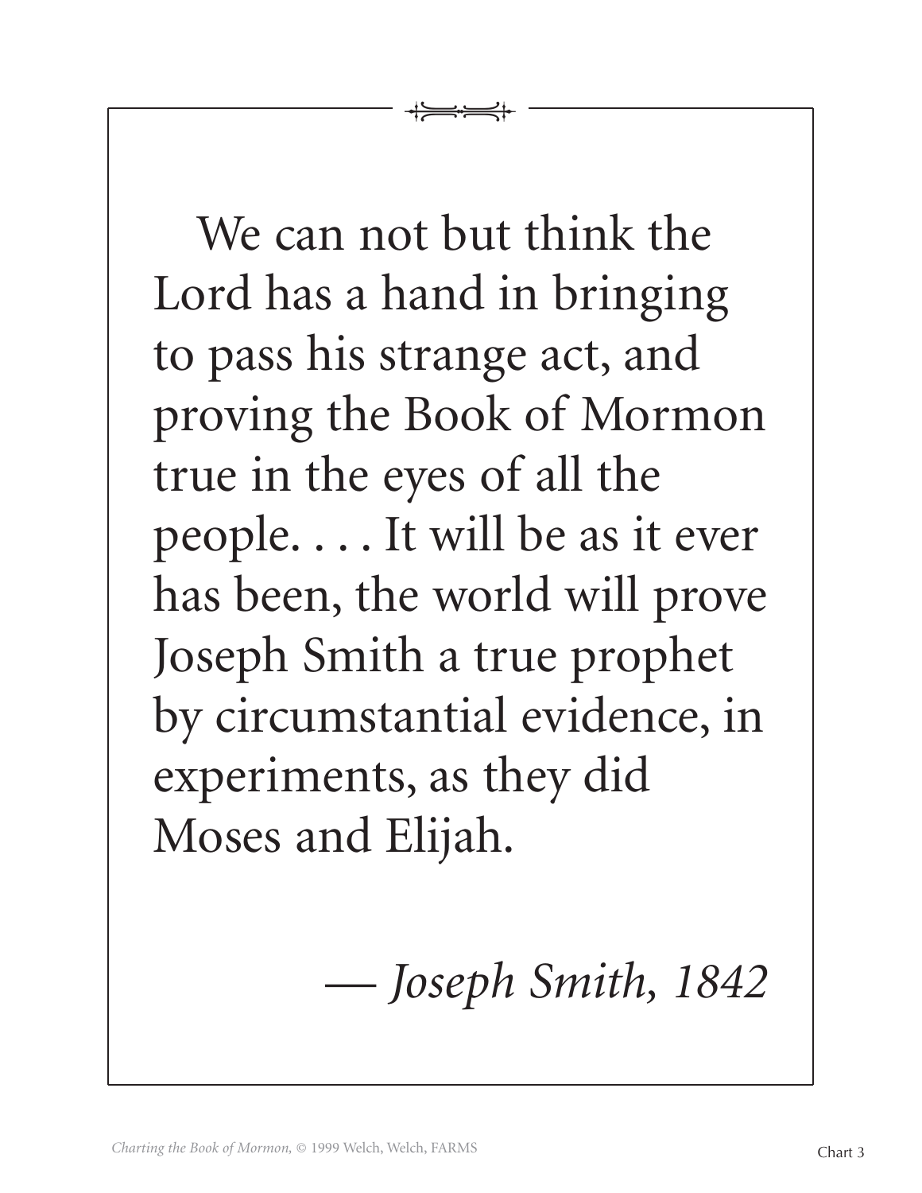We can not but think the Lord has a hand in bringing to pass his strange act, and proving the Book of Mormon true in the eyes of all the people. . . . It will be as it ever has been, the world will prove Joseph Smith a true prophet by circumstantial evidence, in experiments, as they did Moses and Elijah.

*— Joseph Smith, 1842*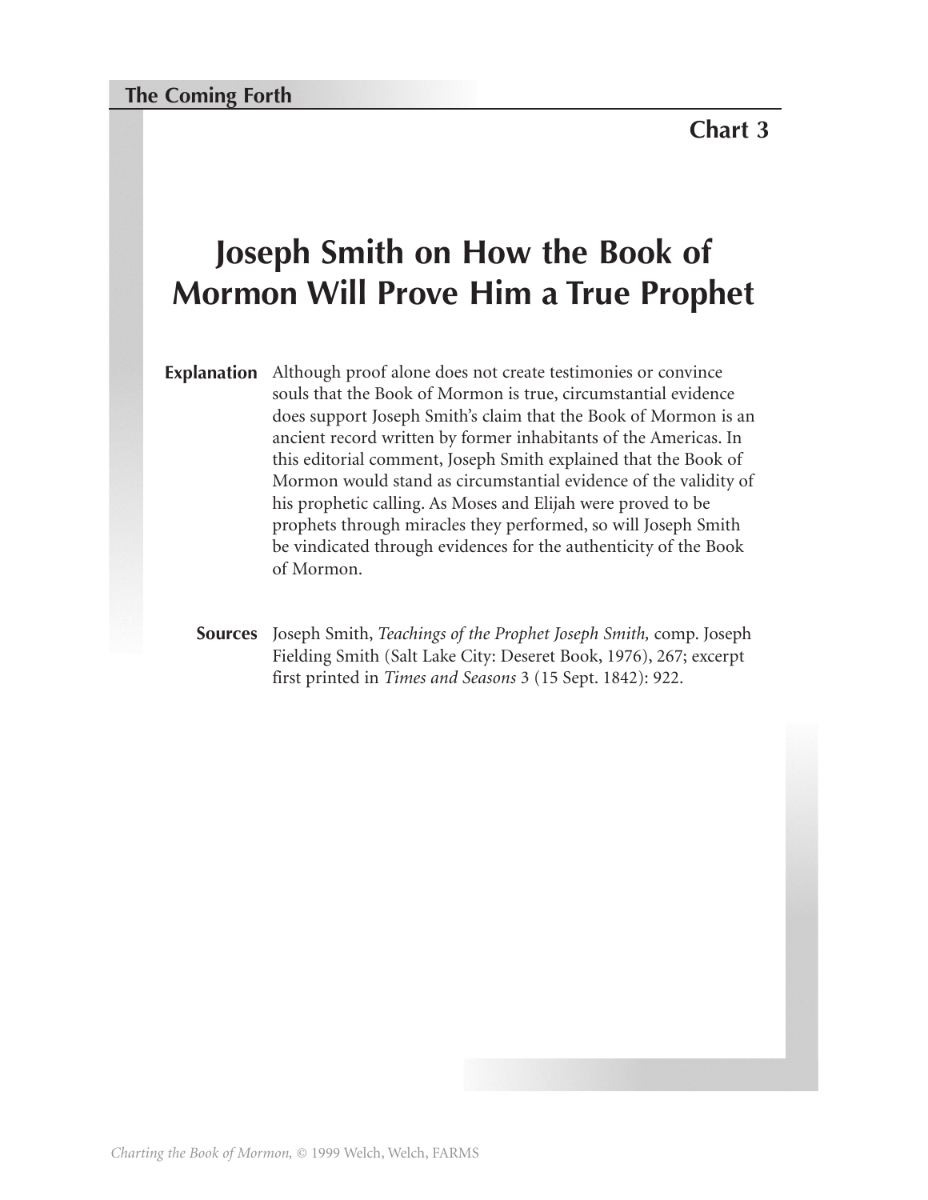# Joseph Smith on How the Book of Mormon Will Prove Him a True Prophet

**Explanation** Although proof alone does not create testimonies or convince souls that the Book of Mormon is true, circumstantial evidence does support Joseph Smith's claim that the Book of Mormon is an ancient record written by former inhabitants of the Americas. In this editorial comment, Joseph Smith explained that the Book of Mormon would stand as circumstantial evidence of the validity of his prophetic calling. As Moses and Elijah were proved to be prophets through miracles they performed, so will Joseph Smith be vindicated through evidences for the authenticity of the Book of Mormon.

**Sources** Joseph Smith, *Teachings of the Prophet Joseph Smith,* comp. Joseph Fielding Smith (Salt Lake City: Deseret Book, 1976), 267; excerpt first printed in *Times and Seasons* 3 (15 Sept. 1842): 922.